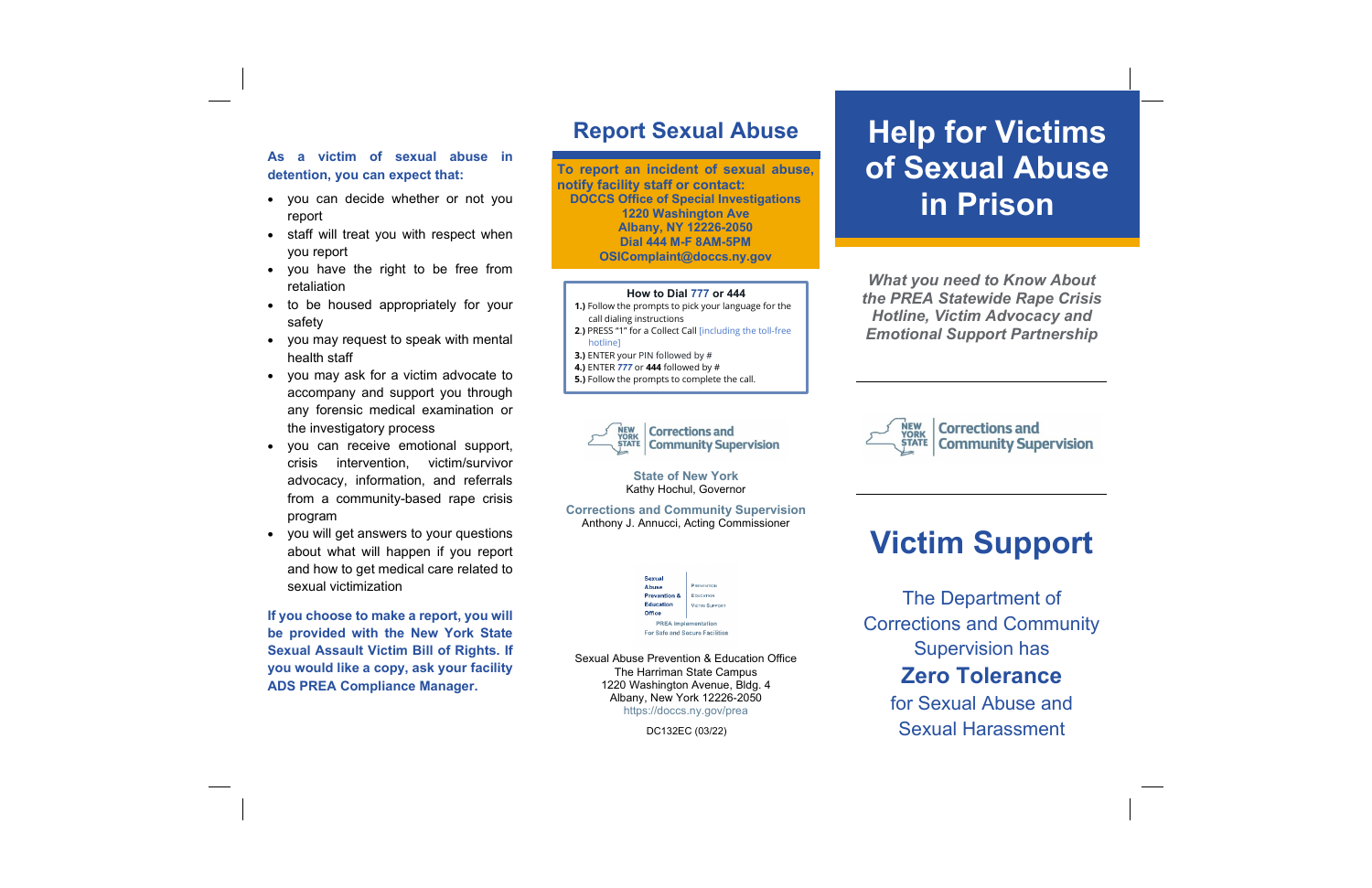**As a victim of sexual abuse in detention, you can expect that:**

- you can decide whether or not you report
- staff will treat you with respect when you report
- you have the right to be free from retaliation
- to be housed appropriately for your safety
- you may request to speak with mental health staff
- you may ask for a victim advocate to accompany and support you through any forensic medical examination or the investigatory process
- you can receive emotional support, crisis intervention, victim/survivor advocacy, information, and referrals from a community-based rape crisis program
- you will get answers to your questions about what will happen if you report and how to get medical care related to sexual victimization

**If you choose to make a report, you will be provided with the New York State Sexual Assault Victim Bill of Rights. If you would like a copy, ask your facility ADS PREA Compliance Manager.**

## Report Sexual Abuse

**To report an incident of sexual abuse, notify facility staff or contact:**
**DOCCS Office of Special Investigations**
**1220 Washington Ave**
**Albany, NY 12226-2050**
**Dial 444 M-F 8AM-5PM**
**OSIComplaint@doccs.ny.gov**

**How to Dial 777 or 444**

**1.)** Follow the prompts to pick your language for the call dialing instructions
**2.)** PRESS "1" for a Collect Call [including the toll-free hotline]
**3.)** ENTER your PIN followed by #
**4.)** ENTER **777** or **444** followed by #
**5.)** Follow the prompts to complete the call.

NEW YORK STATE | Corrections and Community Supervision

State of New York
Kathy Hochul, Governor

Corrections and Community Supervision
Anthony J. Annucci, Acting Commissioner

Sexual Abuse Prevention & Education Office — Prevention, Education, Victim Support
PREA Implementation For Safe and Secure Facilities

Sexual Abuse Prevention & Education Office
The Harriman State Campus
1220 Washington Avenue, Bldg. 4
Albany, New York 12226-2050
https://doccs.ny.gov/prea

DC132EC (03/22)

# Help for Victims of Sexual Abuse in Prison

***What you need to Know About the PREA Statewide Rape Crisis Hotline, Victim Advocacy and Emotional Support Partnership***

NEW YORK STATE | Corrections and Community Supervision

## Victim Support

The Department of Corrections and Community Supervision has
**Zero Tolerance**
for Sexual Abuse and Sexual Harassment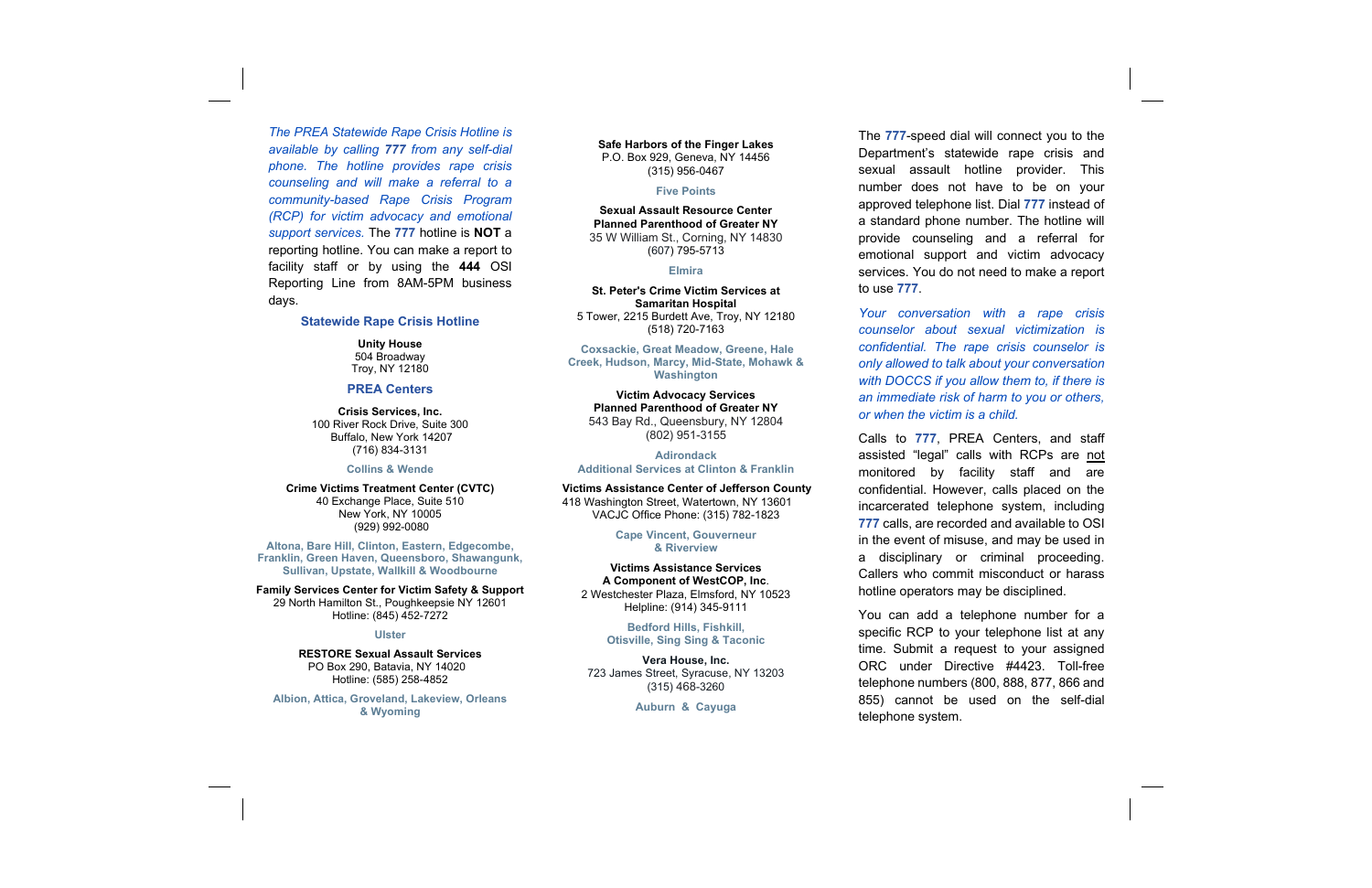*The PREA Statewide Rape Crisis Hotline is available by calling **777** from any self-dial phone. The hotline provides rape crisis counseling and will make a referral to a community-based Rape Crisis Program (RCP) for victim advocacy and emotional support services.* The **777** hotline is **NOT** a reporting hotline. You can make a report to facility staff or by using the **444** OSI Reporting Line from 8AM-5PM business days.

### Statewide Rape Crisis Hotline

**Unity House**
504 Broadway
Troy, NY 12180

### PREA Centers

**Crisis Services, Inc.**
100 River Rock Drive, Suite 300
Buffalo, New York 14207
(716) 834-3131

**Collins & Wende**

**Crime Victims Treatment Center (CVTC)**
40 Exchange Place, Suite 510
New York, NY 10005
(929) 992-0080

**Altona, Bare Hill, Clinton, Eastern, Edgecombe, Franklin, Green Haven, Queensboro, Shawangunk, Sullivan, Upstate, Wallkill & Woodbourne**

**Family Services Center for Victim Safety & Support**
29 North Hamilton St., Poughkeepsie NY 12601
Hotline: (845) 452-7272

**Ulster**

**RESTORE Sexual Assault Services**
PO Box 290, Batavia, NY 14020
Hotline: (585) 258-4852

**Albion, Attica, Groveland, Lakeview, Orleans & Wyoming**

**Safe Harbors of the Finger Lakes**
P.O. Box 929, Geneva, NY 14456
(315) 956-0467

**Five Points**

**Sexual Assault Resource Center**
**Planned Parenthood of Greater NY**
35 W William St., Corning, NY 14830
(607) 795-5713

**Elmira**

**St. Peter's Crime Victim Services at Samaritan Hospital**
5 Tower, 2215 Burdett Ave, Troy, NY 12180
(518) 720-7163

**Coxsackie, Great Meadow, Greene, Hale Creek, Hudson, Marcy, Mid-State, Mohawk & Washington**

**Victim Advocacy Services**
**Planned Parenthood of Greater NY**
543 Bay Rd., Queensbury, NY 12804
(802) 951-3155

**Adirondack**
**Additional Services at Clinton & Franklin**

**Victims Assistance Center of Jefferson County**
418 Washington Street, Watertown, NY 13601
VACJC Office Phone: (315) 782-1823

**Cape Vincent, Gouverneur & Riverview**

**Victims Assistance Services**
**A Component of WestCOP, Inc.**
2 Westchester Plaza, Elmsford, NY 10523
Helpline: (914) 345-9111

**Bedford Hills, Fishkill, Otisville, Sing Sing & Taconic**

**Vera House, Inc.**
723 James Street, Syracuse, NY 13203
(315) 468-3260

**Auburn & Cayuga**

The **777**-speed dial will connect you to the Department's statewide rape crisis and sexual assault hotline provider. This number does not have to be on your approved telephone list. Dial **777** instead of a standard phone number. The hotline will provide counseling and a referral for emotional support and victim advocacy services. You do not need to make a report to use **777**.

*Your conversation with a rape crisis counselor about sexual victimization is confidential. The rape crisis counselor is only allowed to talk about your conversation with DOCCS if you allow them to, if there is an immediate risk of harm to you or others, or when the victim is a child.*

Calls to **777**, PREA Centers, and staff assisted "legal" calls with RCPs are not monitored by facility staff and are confidential. However, calls placed on the incarcerated telephone system, including **777** calls, are recorded and available to OSI in the event of misuse, and may be used in a disciplinary or criminal proceeding. Callers who commit misconduct or harass hotline operators may be disciplined.

You can add a telephone number for a specific RCP to your telephone list at any time. Submit a request to your assigned ORC under Directive #4423. Toll-free telephone numbers (800, 888, 877, 866 and 855) cannot be used on the self-dial telephone system.